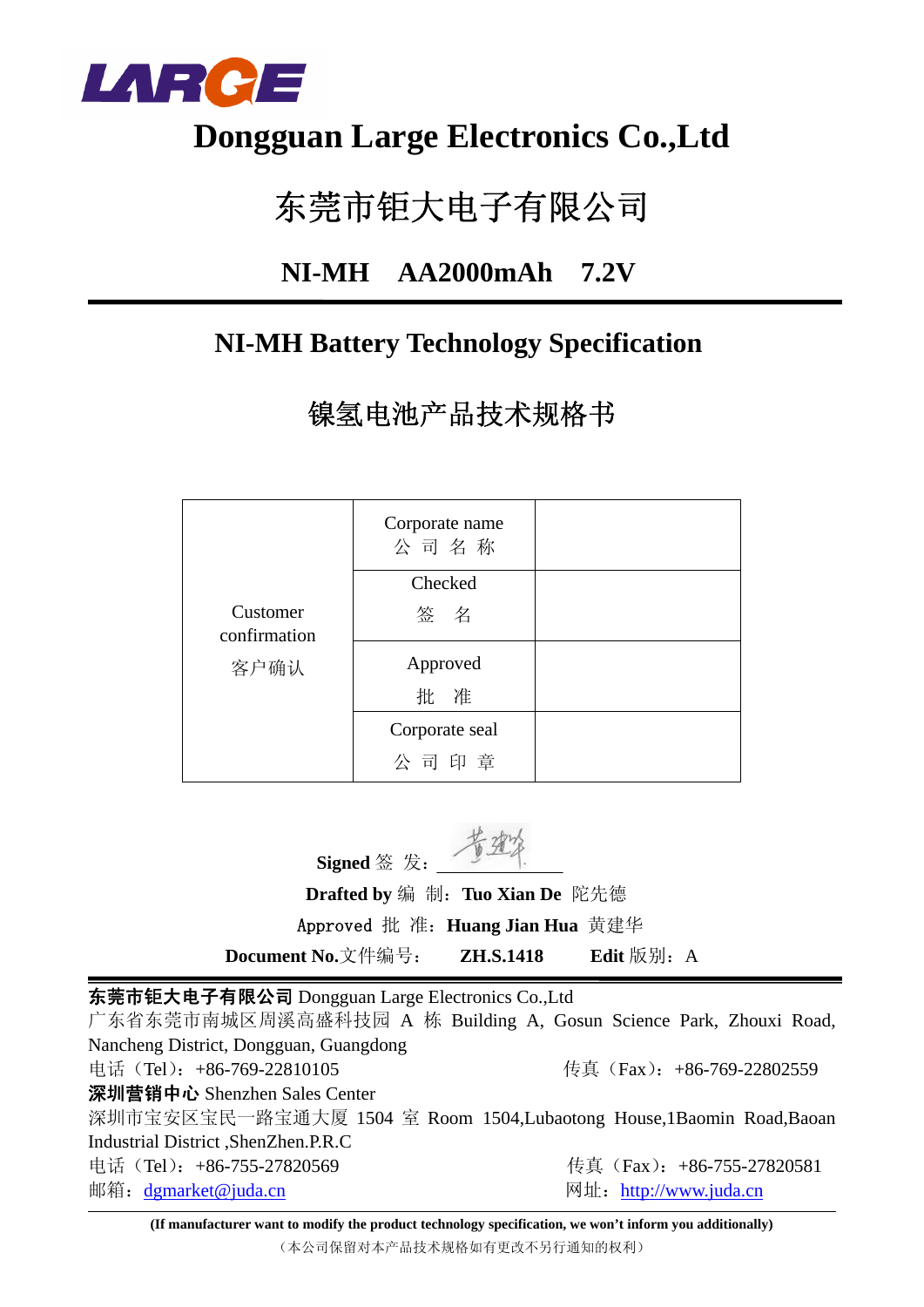LARGE

# Dongguan Large Electronics Co.,Ltd

# 东莞市钜大电子有限公司

## NI-MH　AA2000mAh　7.2V

## NI-MH Battery Technology Specification

## 镍氢电池产品技术规格书

| Customer confirmation 客户确认 | Corporate name 公 司 名 称 | |
|---|---|---|
| | Checked 签　名 | |
| | Approved 批　准 | |
| | Corporate seal 公 司 印 章 | |

**Signed** 签　发：

**Drafted by** 编　制：**Tuo Xian De** 陀先德

Approved 批　准：**Huang Jian Hua** 黄建华

**Document No.**文件编号：　**ZH.S.1418**　　**Edit** 版别：A

---

**东莞市钜大电子有限公司** Dongguan Large Electronics Co.,Ltd

广东省东莞市南城区周溪高盛科技园 A 栋 Building A, Gosun Science Park, Zhouxi Road, Nancheng District, Dongguan, Guangdong

电话（Tel）：+86-769-22810105　　　　传真（Fax）：+86-769-22802559

**深圳营销中心** Shenzhen Sales Center

深圳市宝安区宝民一路宝通大厦 1504 室 Room 1504,Lubaotong House,1Baomin Road,Baoan Industrial District ,ShenZhen.P.R.C

电话（Tel）：+86-755-27820569　　　　传真（Fax）：+86-755-27820581

邮箱：dgmarket@juda.cn　　　　网址：http://www.juda.cn

**(If manufacturer want to modify the product technology specification, we won't inform you additionally)**

（本公司保留对本产品技术规格如有更改不另行通知的权利）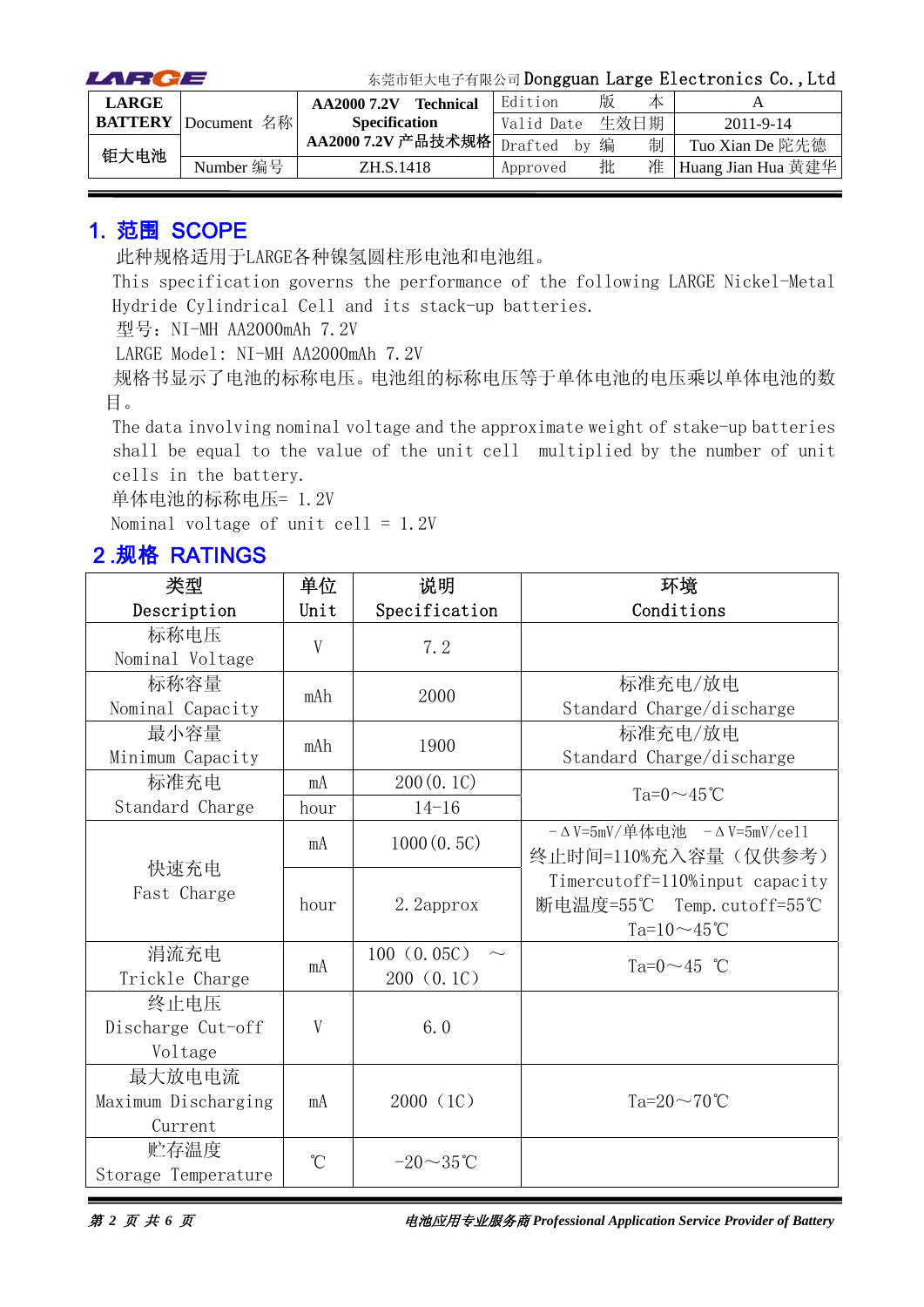| LARGE BATTERY 钜大电池 | Document 名称 | AA2000 7.2V Technical Specification AA2000 7.2V 产品技术规格 | Edition 版 本 | A |
|---|---|---|---|---|
| | | | Valid Date 生效日期 | 2011-9-14 |
| | Number 编号 | ZH.S.1418 | Drafted by 编 制 | Tuo Xian De 陀先德 |
| | | | Approved 批 准 | Huang Jian Hua 黄建华 |

## 1. 范围 SCOPE

此种规格适用于LARGE各种镍氢圆柱形电池和电池组。

This specification governs the performance of the following LARGE Nickel-Metal Hydride Cylindrical Cell and its stack-up batteries.

型号：NI-MH AA2000mAh 7.2V

LARGE Model: NI-MH AA2000mAh 7.2V

规格书显示了电池的标称电压。电池组的标称电压等于单体电池的电压乘以单体电池的数目。

The data involving nominal voltage and the approximate weight of stake-up batteries shall be equal to the value of the unit cell multiplied by the number of unit cells in the battery.

单体电池的标称电压= 1.2V

Nominal voltage of unit cell = 1.2V

## 2 .规格 RATINGS

| 类型 Description | 单位 Unit | 说明 Specification | 环境 Conditions |
|---|---|---|---|
| 标称电压 Nominal Voltage | V | 7.2 | |
| 标称容量 Nominal Capacity | mAh | 2000 | 标准充电/放电 Standard Charge/discharge |
| 最小容量 Minimum Capacity | mAh | 1900 | 标准充电/放电 Standard Charge/discharge |
| 标准充电 Standard Charge | mA | 200(0.1C) | Ta=0～45℃ |
| | hour | 14-16 | |
| 快速充电 Fast Charge | mA | 1000(0.5C) | -ΔV=5mV/单体电池 -ΔV=5mV/cell 终止时间=110%充入容量（仅供参考） Timercutoff=110%input capacity 断电温度=55℃ Temp.cutoff=55℃ Ta=10～45℃ |
| | hour | 2.2approx | |
| 涓流充电 Trickle Charge | mA | 100（0.05C） ～ 200（0.1C） | Ta=0～45 ℃ |
| 终止电压 Discharge Cut-off Voltage | V | 6.0 | |
| 最大放电电流 Maximum Discharging Current | mA | 2000（1C） | Ta=20～70℃ |
| 贮存温度 Storage Temperature | ℃ | -20～35℃ | |

*电池应用专业服务商 Professional Application Service Provider of Battery*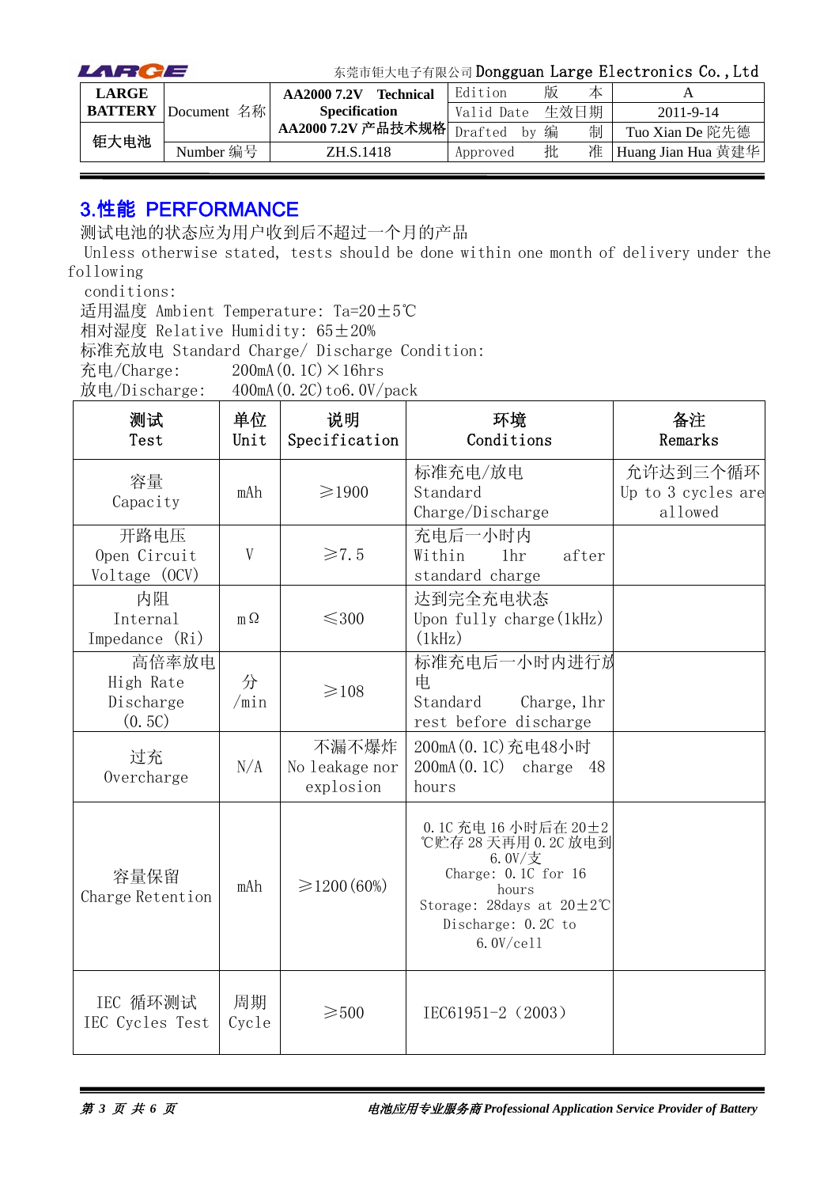## 3.性能 PERFORMANCE

测试电池的状态应为用户收到后不超过一个月的产品

Unless otherwise stated, tests should be done within one month of delivery under the following conditions:

适用温度 Ambient Temperature: Ta=20±5℃

相对湿度 Relative Humidity: 65±20%

标准充放电 Standard Charge/ Discharge Condition:

充电/Charge: 200mA(0.1C)×16hrs

放电/Discharge: 400mA(0.2C)to6.0V/pack

| 测试 Test | 单位 Unit | 说明 Specification | 环境 Conditions | 备注 Remarks |
|---|---|---|---|---|
| 容量 Capacity | mAh | ≥1900 | 标准充电/放电 Standard Charge/Discharge | 允许达到三个循环 Up to 3 cycles are allowed |
| 开路电压 Open Circuit Voltage (OCV) | V | ≥7.5 | 充电后一小时内 Within 1hr after standard charge | |
| 内阻 Internal Impedance (Ri) | mΩ | ≤300 | 达到完全充电状态 Upon fully charge(1kHz) (1kHz) | |
| 高倍率放电 High Rate Discharge (0.5C) | 分/min | ≥108 | 标准充电后一小时内进行放电 Standard Charge,1hr rest before discharge | |
| 过充 Overcharge | N/A | 不漏不爆炸 No leakage nor explosion | 200mA(0.1C)充电48小时 200mA(0.1C) charge 48 hours | |
| 容量保留 Charge Retention | mAh | ≥1200(60%) | 0.1C 充电 16 小时后在 20±2℃贮存 28 天再用 0.2C 放电到 6.0V/支 Charge: 0.1C for 16 hours Storage: 28days at 20±2℃ Discharge: 0.2C to 6.0V/cell | |
| IEC 循环测试 IEC Cycles Test | 周期 Cycle | ≥500 | IEC61951-2（2003） | |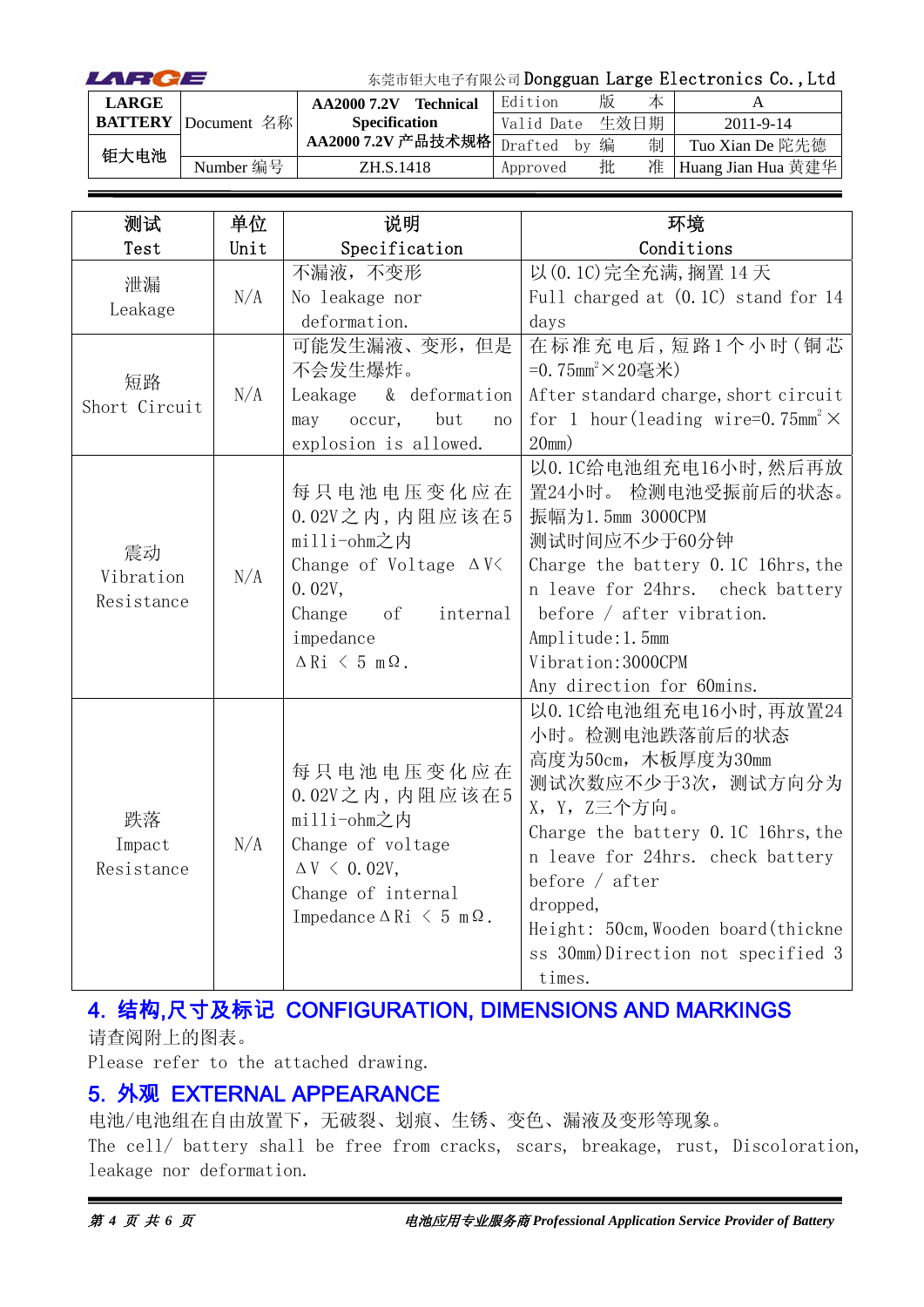| 测试 Test | 单位 Unit | 说明 Specification | 环境 Conditions |
|---|---|---|---|
| 泄漏 Leakage | N/A | 不漏液，不变形 No leakage nor deformation. | 以(0.1C)完全充满，搁置14天 Full charged at (0.1C) stand for 14 days |
| 短路 Short Circuit | N/A | 可能发生漏液、变形，但是不会发生爆炸。 Leakage & deformation may occur, but no explosion is allowed. | 在标准充电后，短路1个小时（铜芯=0.75mm$^2$×20毫米） After standard charge, short circuit for 1 hour(leading wire=0.75mm$^2$×20mm) |
| 震动 Vibration Resistance | N/A | 每只电池电压变化应在0.02V之内，内阻应该在5 milli-ohm之内 Change of Voltage ΔV< 0.02V, Change of internal impedance ΔRi < 5 mΩ. | 以0.1C给电池组充电16小时，然后再放置24小时。 检测电池受振前后的状态。 振幅为1.5mm 3000CPM 测试时间应不少于60分钟 Charge the battery 0.1C 16hrs, then leave for 24hrs. check battery before / after vibration. Amplitude:1.5mm Vibration:3000CPM Any direction for 60mins. |
| 跌落 Impact Resistance | N/A | 每只电池电压变化应在0.02V之内，内阻应该在5 milli-ohm之内 Change of voltage ΔV < 0.02V, Change of internal Impedance ΔRi < 5 mΩ. | 以0.1C给电池组充电16小时，再放置24小时。检测电池跌落前后的状态 高度为50cm，木板厚度为30mm 测试次数应不少于3次， 测试方向分为X，Y，Z三个方向。 Charge the battery 0.1C 16hrs, then leave for 24hrs. check battery before / after dropped, Height: 50cm, Wooden board(thickness 30mm)Direction not specified 3 times. |

## 4. 结构,尺寸及标记 CONFIGURATION, DIMENSIONS AND MARKINGS

请查阅附上的图表。

Please refer to the attached drawing.

## 5. 外观 EXTERNAL APPEARANCE

电池/电池组在自由放置下，无破裂、划痕、生锈、变色、漏液及变形等现象。

The cell/ battery shall be free from cracks, scars, breakage, rust, Discoloration, leakage nor deformation.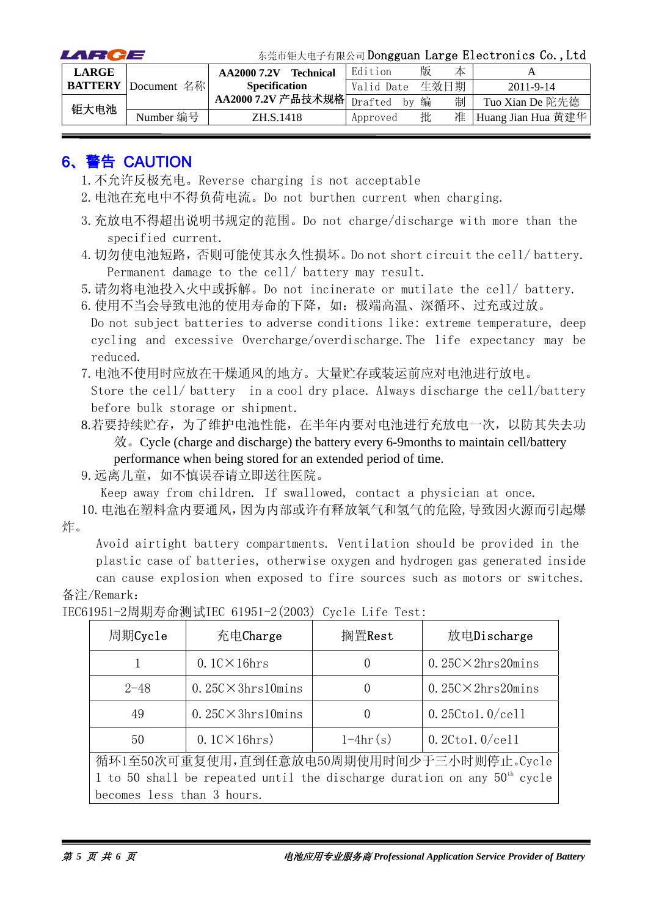## 6、警告 CAUTION

1. 不允许反极充电。Reverse charging is not acceptable
2. 电池在充电中不得负荷电流。Do not burthen current when charging.
3. 充放电不得超出说明书规定的范围。Do not charge/discharge with more than the specified current.
4. 切勿使电池短路，否则可能使其永久性损坏。Do not short circuit the cell/ battery. Permanent damage to the cell/ battery may result.
5. 请勿将电池投入火中或拆解。Do not incinerate or mutilate the cell/ battery.
6. 使用不当会导致电池的使用寿命的下降，如：极端高温、深循环、过充或过放。Do not subject batteries to adverse conditions like: extreme temperature, deep cycling and excessive Overcharge/overdischarge.The life expectancy may be reduced.
7. 电池不使用时应放在干燥通风的地方。大量贮存或装运前应对电池进行放电。Store the cell/ battery in a cool dry place. Always discharge the cell/battery before bulk storage or shipment.
8. 若要持续贮存，为了维护电池性能，在半年内要对电池进行充放电一次，以防其失去功效。Cycle (charge and discharge) the battery every 6-9months to maintain cell/battery performance when being stored for an extended period of time.
9. 远离儿童，如不慎误吞请立即送往医院。Keep away from children. If swallowed, contact a physician at once.
10. 电池在塑料盒内要通风，因为内部或许有释放氧气和氢气的危险，导致因火源而引起爆炸。Avoid airtight battery compartments. Ventilation should be provided in the plastic case of batteries, otherwise oxygen and hydrogen gas generated inside can cause explosion when exposed to fire sources such as motors or switches.

备注/Remark：

IEC61951-2周期寿命测试IEC 61951-2(2003) Cycle Life Test:

| 周期Cycle | 充电Charge | 搁置Rest | 放电Discharge |
|---|---|---|---|
| 1 | 0.1C×16hrs | 0 | 0.25C×2hrs20mins |
| 2-48 | 0.25C×3hrs10mins | 0 | 0.25C×2hrs20mins |
| 49 | 0.25C×3hrs10mins | 0 | 0.25Cto1.0/cell |
| 50 | 0.1C×16hrs) | 1-4hr(s) | 0.2Cto1.0/cell |
| 循环1至50次可重复使用，直到任意放电50周期使用时间少于三小时则停止。Cycle 1 to 50 shall be repeated until the discharge duration on any 50th cycle becomes less than 3 hours. | | | |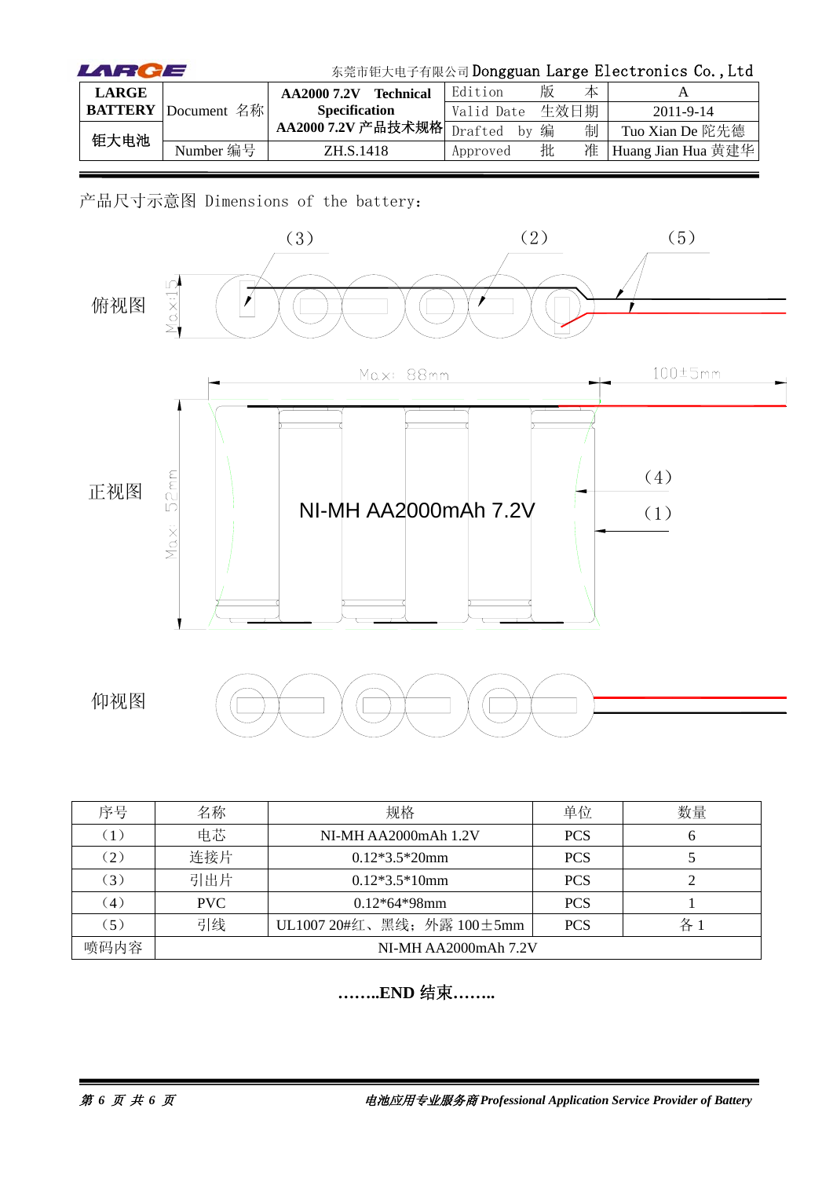| LARGE BATTERY 钜大电池 | Document 名称 | AA2000 7.2V Technical Specification AA2000 7.2V 产品技术规格 | Edition 版 本 | A |
|---|---|---|---|---|
| | | | Valid Date 生效日期 | 2011-9-14 |
| | | | Drafted by 编 制 | Tuo Xian De 陀先德 |
| | Number 编号 | ZH.S.1418 | Approved 批 准 | Huang Jian Hua 黄建华 |

产品尺寸示意图 Dimensions of the battery：

（3） （2） （5）

俯视图

Max:15

Max: 88mm

100±5mm

正视图

Max: 52mm

NI-MH AA2000mAh 7.2V

（4）

（1）

仰视图

| 序号 | 名称 | 规格 | 单位 | 数量 |
|---|---|---|---|---|
| （1） | 电芯 | NI-MH AA2000mAh 1.2V | PCS | 6 |
| （2） | 连接片 | 0.12*3.5*20mm | PCS | 5 |
| （3） | 引出片 | 0.12*3.5*10mm | PCS | 2 |
| （4） | PVC | 0.12*64*98mm | PCS | 1 |
| （5） | 引线 | UL1007 20#红、黑线；外露 100±5mm | PCS | 各 1 |
| 喷码内容 | NI-MH AA2000mAh 7.2V | | | |

**……..END 结束……..**